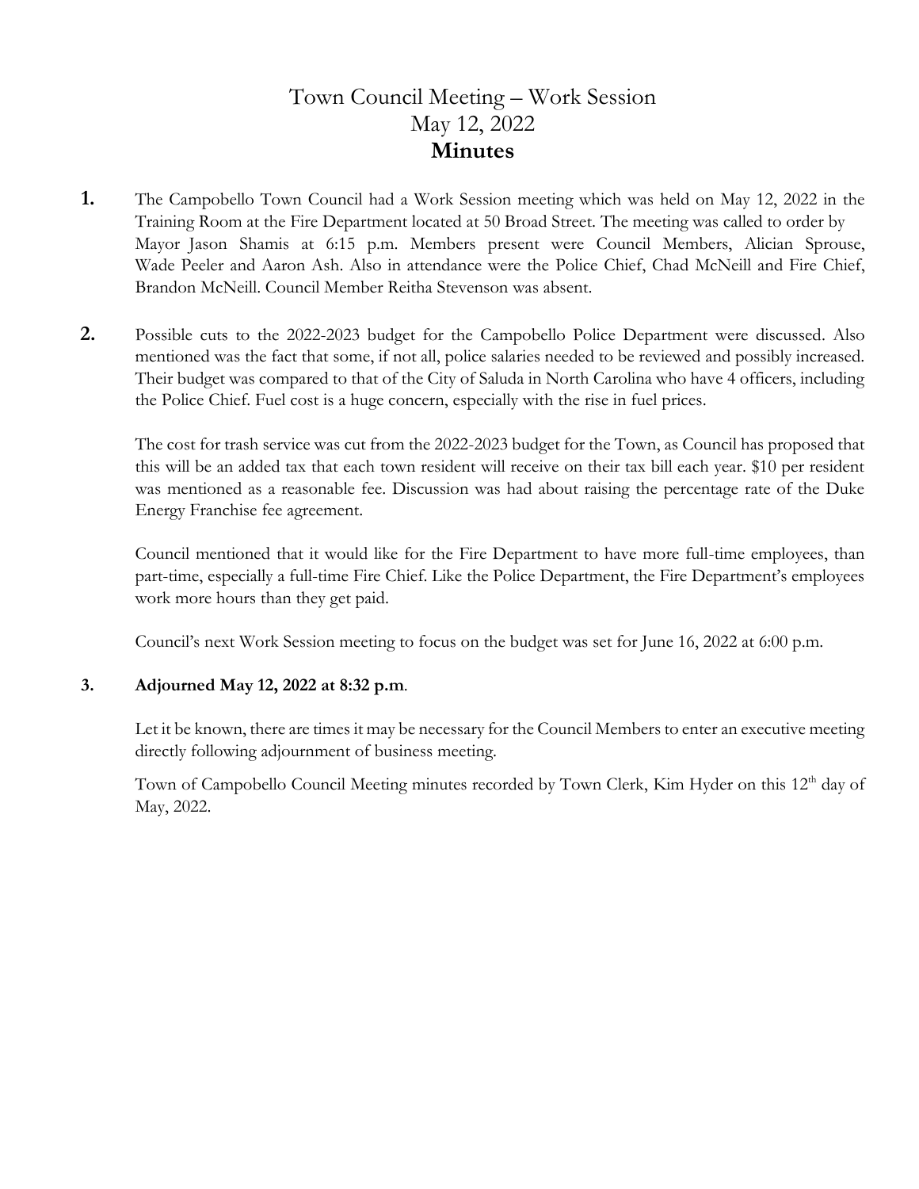# Town Council Meeting – Work Session
# May 12, 2022
# **Minutes**

**1.** The Campobello Town Council had a Work Session meeting which was held on May 12, 2022 in the Training Room at the Fire Department located at 50 Broad Street. The meeting was called to order by Mayor Jason Shamis at 6:15 p.m. Members present were Council Members, Alician Sprouse, Wade Peeler and Aaron Ash. Also in attendance were the Police Chief, Chad McNeill and Fire Chief, Brandon McNeill. Council Member Reitha Stevenson was absent.

**2.** Possible cuts to the 2022-2023 budget for the Campobello Police Department were discussed. Also mentioned was the fact that some, if not all, police salaries needed to be reviewed and possibly increased. Their budget was compared to that of the City of Saluda in North Carolina who have 4 officers, including the Police Chief. Fuel cost is a huge concern, especially with the rise in fuel prices.

The cost for trash service was cut from the 2022-2023 budget for the Town, as Council has proposed that this will be an added tax that each town resident will receive on their tax bill each year. $10 per resident was mentioned as a reasonable fee. Discussion was had about raising the percentage rate of the Duke Energy Franchise fee agreement.

Council mentioned that it would like for the Fire Department to have more full-time employees, than part-time, especially a full-time Fire Chief. Like the Police Department, the Fire Department's employees work more hours than they get paid.

Council's next Work Session meeting to focus on the budget was set for June 16, 2022 at 6:00 p.m.

**3. Adjourned May 12, 2022 at 8:32 p.m**.

Let it be known, there are times it may be necessary for the Council Members to enter an executive meeting directly following adjournment of business meeting.

Town of Campobello Council Meeting minutes recorded by Town Clerk, Kim Hyder on this 12th day of May, 2022.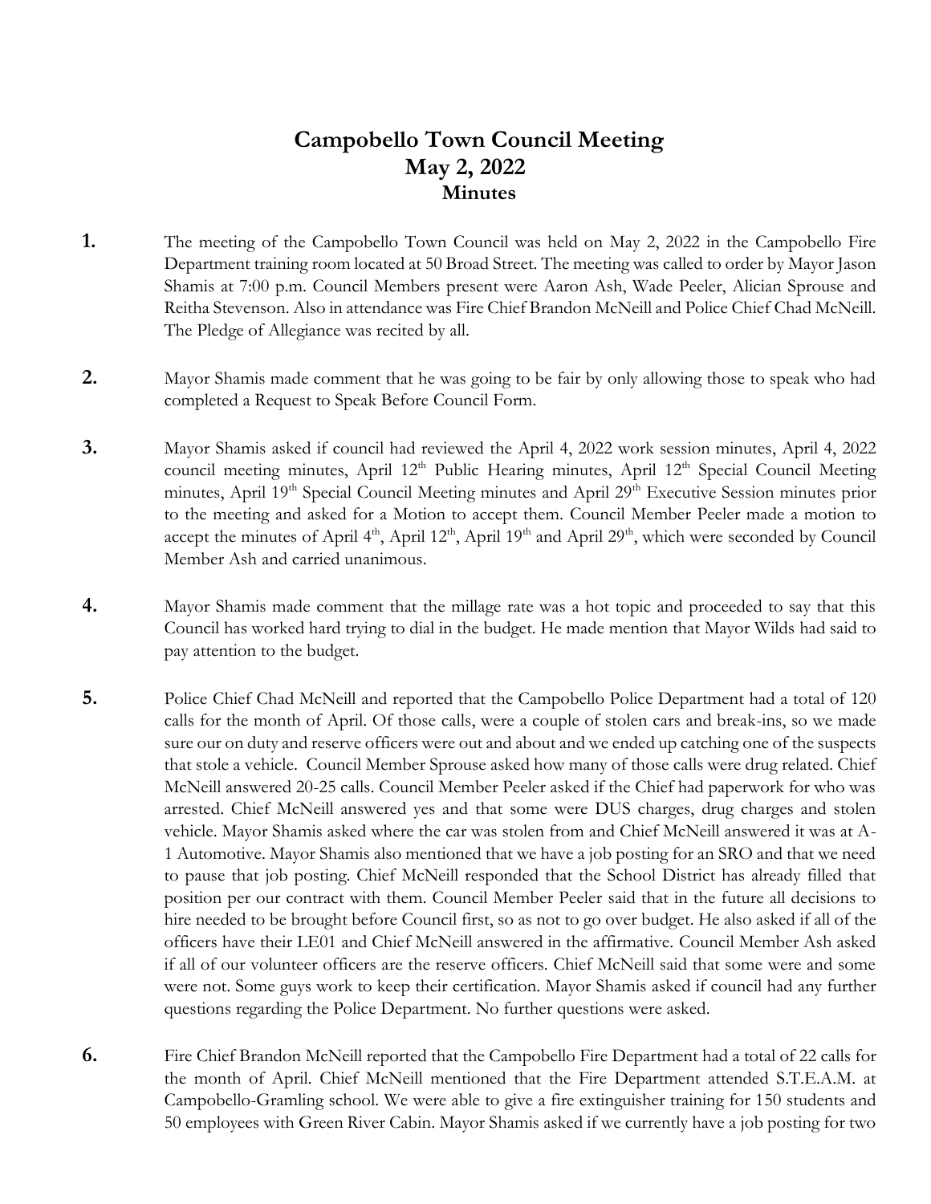# Campobello Town Council Meeting
# May 2, 2022
## Minutes

**1.** The meeting of the Campobello Town Council was held on May 2, 2022 in the Campobello Fire Department training room located at 50 Broad Street. The meeting was called to order by Mayor Jason Shamis at 7:00 p.m. Council Members present were Aaron Ash, Wade Peeler, Alician Sprouse and Reitha Stevenson. Also in attendance was Fire Chief Brandon McNeill and Police Chief Chad McNeill. The Pledge of Allegiance was recited by all.

**2.** Mayor Shamis made comment that he was going to be fair by only allowing those to speak who had completed a Request to Speak Before Council Form.

**3.** Mayor Shamis asked if council had reviewed the April 4, 2022 work session minutes, April 4, 2022 council meeting minutes, April 12th Public Hearing minutes, April 12th Special Council Meeting minutes, April 19th Special Council Meeting minutes and April 29th Executive Session minutes prior to the meeting and asked for a Motion to accept them. Council Member Peeler made a motion to accept the minutes of April 4th, April 12th, April 19th and April 29th, which were seconded by Council Member Ash and carried unanimous.

**4.** Mayor Shamis made comment that the millage rate was a hot topic and proceeded to say that this Council has worked hard trying to dial in the budget. He made mention that Mayor Wilds had said to pay attention to the budget.

**5.** Police Chief Chad McNeill and reported that the Campobello Police Department had a total of 120 calls for the month of April. Of those calls, were a couple of stolen cars and break-ins, so we made sure our on duty and reserve officers were out and about and we ended up catching one of the suspects that stole a vehicle. Council Member Sprouse asked how many of those calls were drug related. Chief McNeill answered 20-25 calls. Council Member Peeler asked if the Chief had paperwork for who was arrested. Chief McNeill answered yes and that some were DUS charges, drug charges and stolen vehicle. Mayor Shamis asked where the car was stolen from and Chief McNeill answered it was at A-1 Automotive. Mayor Shamis also mentioned that we have a job posting for an SRO and that we need to pause that job posting. Chief McNeill responded that the School District has already filled that position per our contract with them. Council Member Peeler said that in the future all decisions to hire needed to be brought before Council first, so as not to go over budget. He also asked if all of the officers have their LE01 and Chief McNeill answered in the affirmative. Council Member Ash asked if all of our volunteer officers are the reserve officers. Chief McNeill said that some were and some were not. Some guys work to keep their certification. Mayor Shamis asked if council had any further questions regarding the Police Department. No further questions were asked.

**6.** Fire Chief Brandon McNeill reported that the Campobello Fire Department had a total of 22 calls for the month of April. Chief McNeill mentioned that the Fire Department attended S.T.E.A.M. at Campobello-Gramling school. We were able to give a fire extinguisher training for 150 students and 50 employees with Green River Cabin. Mayor Shamis asked if we currently have a job posting for two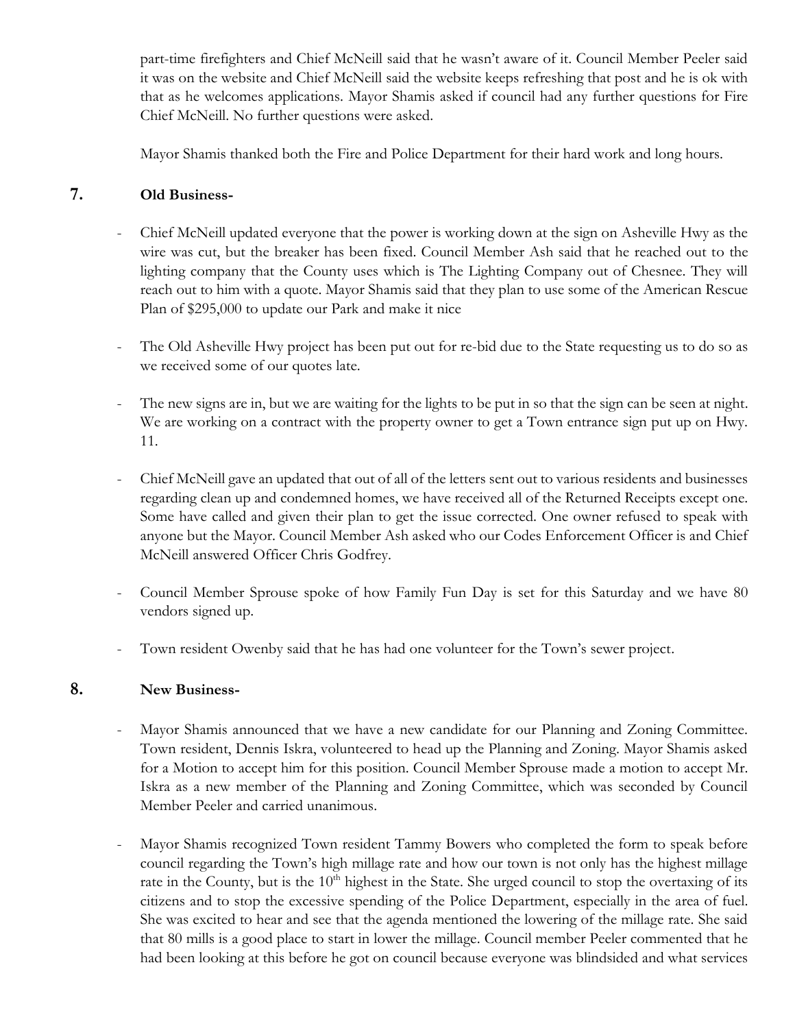part-time firefighters and Chief McNeill said that he wasn't aware of it. Council Member Peeler said it was on the website and Chief McNeill said the website keeps refreshing that post and he is ok with that as he welcomes applications. Mayor Shamis asked if council had any further questions for Fire Chief McNeill. No further questions were asked.

Mayor Shamis thanked both the Fire and Police Department for their hard work and long hours.

## 7. Old Business-

- Chief McNeill updated everyone that the power is working down at the sign on Asheville Hwy as the wire was cut, but the breaker has been fixed. Council Member Ash said that he reached out to the lighting company that the County uses which is The Lighting Company out of Chesnee. They will reach out to him with a quote. Mayor Shamis said that they plan to use some of the American Rescue Plan of $295,000 to update our Park and make it nice
- The Old Asheville Hwy project has been put out for re-bid due to the State requesting us to do so as we received some of our quotes late.
- The new signs are in, but we are waiting for the lights to be put in so that the sign can be seen at night. We are working on a contract with the property owner to get a Town entrance sign put up on Hwy. 11.
- Chief McNeill gave an updated that out of all of the letters sent out to various residents and businesses regarding clean up and condemned homes, we have received all of the Returned Receipts except one. Some have called and given their plan to get the issue corrected. One owner refused to speak with anyone but the Mayor. Council Member Ash asked who our Codes Enforcement Officer is and Chief McNeill answered Officer Chris Godfrey.
- Council Member Sprouse spoke of how Family Fun Day is set for this Saturday and we have 80 vendors signed up.
- Town resident Owenby said that he has had one volunteer for the Town's sewer project.

## 8. New Business-

- Mayor Shamis announced that we have a new candidate for our Planning and Zoning Committee. Town resident, Dennis Iskra, volunteered to head up the Planning and Zoning. Mayor Shamis asked for a Motion to accept him for this position. Council Member Sprouse made a motion to accept Mr. Iskra as a new member of the Planning and Zoning Committee, which was seconded by Council Member Peeler and carried unanimous.
- Mayor Shamis recognized Town resident Tammy Bowers who completed the form to speak before council regarding the Town's high millage rate and how our town is not only has the highest millage rate in the County, but is the 10th highest in the State. She urged council to stop the overtaxing of its citizens and to stop the excessive spending of the Police Department, especially in the area of fuel. She was excited to hear and see that the agenda mentioned the lowering of the millage rate. She said that 80 mills is a good place to start in lower the millage. Council member Peeler commented that he had been looking at this before he got on council because everyone was blindsided and what services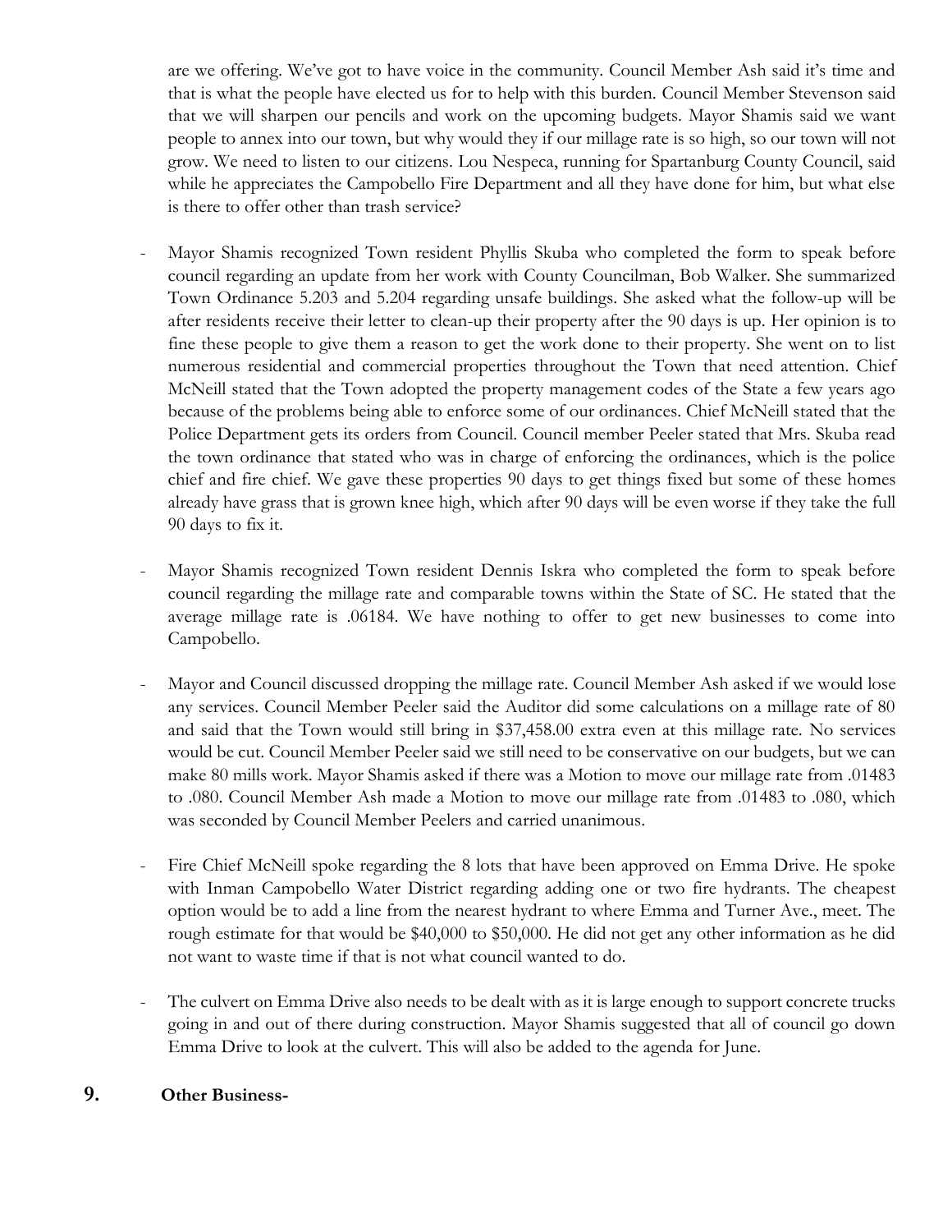are we offering. We've got to have voice in the community. Council Member Ash said it's time and that is what the people have elected us for to help with this burden. Council Member Stevenson said that we will sharpen our pencils and work on the upcoming budgets. Mayor Shamis said we want people to annex into our town, but why would they if our millage rate is so high, so our town will not grow. We need to listen to our citizens. Lou Nespeca, running for Spartanburg County Council, said while he appreciates the Campobello Fire Department and all they have done for him, but what else is there to offer other than trash service?

- Mayor Shamis recognized Town resident Phyllis Skuba who completed the form to speak before council regarding an update from her work with County Councilman, Bob Walker. She summarized Town Ordinance 5.203 and 5.204 regarding unsafe buildings. She asked what the follow-up will be after residents receive their letter to clean-up their property after the 90 days is up. Her opinion is to fine these people to give them a reason to get the work done to their property. She went on to list numerous residential and commercial properties throughout the Town that need attention. Chief McNeill stated that the Town adopted the property management codes of the State a few years ago because of the problems being able to enforce some of our ordinances. Chief McNeill stated that the Police Department gets its orders from Council. Council member Peeler stated that Mrs. Skuba read the town ordinance that stated who was in charge of enforcing the ordinances, which is the police chief and fire chief. We gave these properties 90 days to get things fixed but some of these homes already have grass that is grown knee high, which after 90 days will be even worse if they take the full 90 days to fix it.

- Mayor Shamis recognized Town resident Dennis Iskra who completed the form to speak before council regarding the millage rate and comparable towns within the State of SC. He stated that the average millage rate is .06184. We have nothing to offer to get new businesses to come into Campobello.

- Mayor and Council discussed dropping the millage rate. Council Member Ash asked if we would lose any services. Council Member Peeler said the Auditor did some calculations on a millage rate of 80 and said that the Town would still bring in $37,458.00 extra even at this millage rate. No services would be cut. Council Member Peeler said we still need to be conservative on our budgets, but we can make 80 mills work. Mayor Shamis asked if there was a Motion to move our millage rate from .01483 to .080. Council Member Ash made a Motion to move our millage rate from .01483 to .080, which was seconded by Council Member Peelers and carried unanimous.

- Fire Chief McNeill spoke regarding the 8 lots that have been approved on Emma Drive. He spoke with Inman Campobello Water District regarding adding one or two fire hydrants. The cheapest option would be to add a line from the nearest hydrant to where Emma and Turner Ave., meet. The rough estimate for that would be $40,000 to $50,000. He did not get any other information as he did not want to waste time if that is not what council wanted to do.

- The culvert on Emma Drive also needs to be dealt with as it is large enough to support concrete trucks going in and out of there during construction. Mayor Shamis suggested that all of council go down Emma Drive to look at the culvert. This will also be added to the agenda for June.

**9. Other Business-**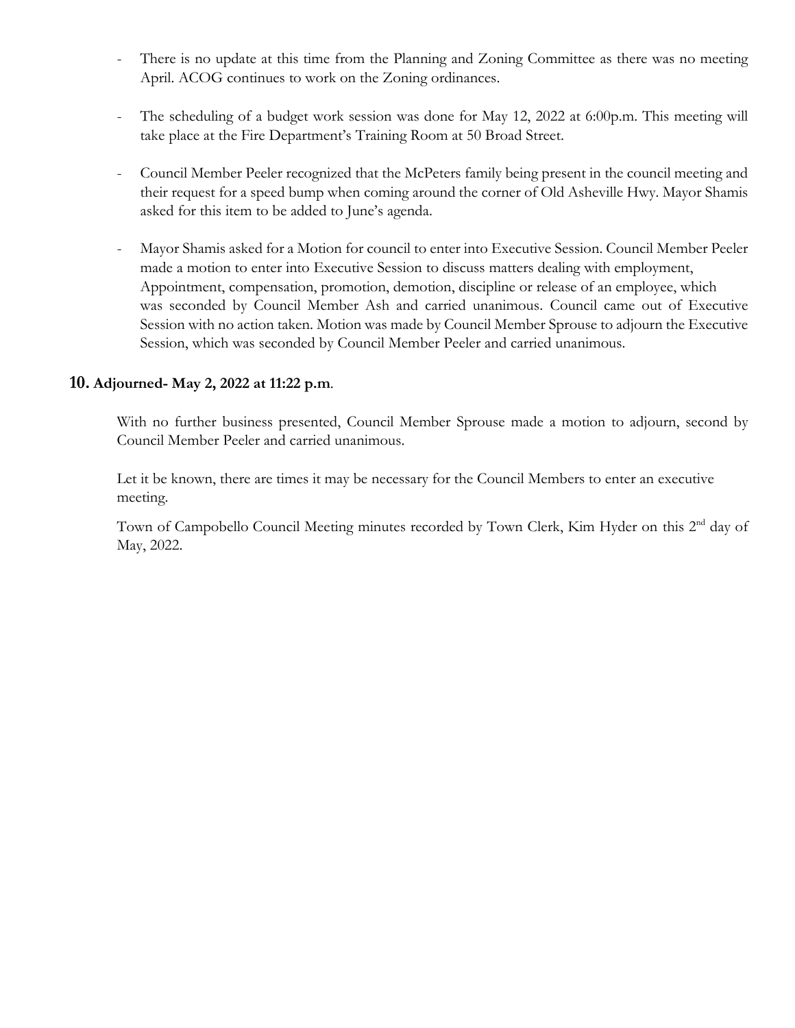- There is no update at this time from the Planning and Zoning Committee as there was no meeting April. ACOG continues to work on the Zoning ordinances.

- The scheduling of a budget work session was done for May 12, 2022 at 6:00p.m. This meeting will take place at the Fire Department's Training Room at 50 Broad Street.

- Council Member Peeler recognized that the McPeters family being present in the council meeting and their request for a speed bump when coming around the corner of Old Asheville Hwy. Mayor Shamis asked for this item to be added to June's agenda.

- Mayor Shamis asked for a Motion for council to enter into Executive Session. Council Member Peeler made a motion to enter into Executive Session to discuss matters dealing with employment, Appointment, compensation, promotion, demotion, discipline or release of an employee, which was seconded by Council Member Ash and carried unanimous. Council came out of Executive Session with no action taken. Motion was made by Council Member Sprouse to adjourn the Executive Session, which was seconded by Council Member Peeler and carried unanimous.

## 10. Adjourned- May 2, 2022 at 11:22 p.m.

With no further business presented, Council Member Sprouse made a motion to adjourn, second by Council Member Peeler and carried unanimous.

Let it be known, there are times it may be necessary for the Council Members to enter an executive meeting.

Town of Campobello Council Meeting minutes recorded by Town Clerk, Kim Hyder on this 2nd day of May, 2022.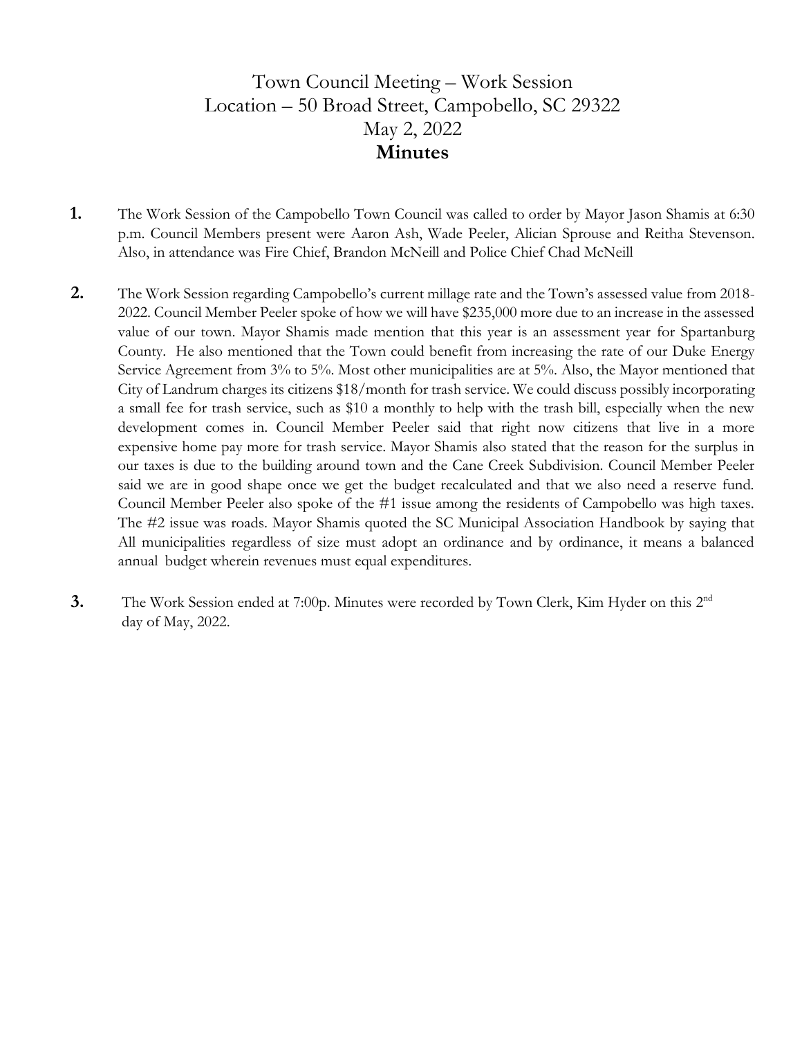# Town Council Meeting – Work Session
## Location – 50 Broad Street, Campobello, SC 29322
## May 2, 2022
## **Minutes**

1. The Work Session of the Campobello Town Council was called to order by Mayor Jason Shamis at 6:30 p.m. Council Members present were Aaron Ash, Wade Peeler, Alician Sprouse and Reitha Stevenson. Also, in attendance was Fire Chief, Brandon McNeill and Police Chief Chad McNeill

2. The Work Session regarding Campobello's current millage rate and the Town's assessed value from 2018-2022. Council Member Peeler spoke of how we will have $235,000 more due to an increase in the assessed value of our town. Mayor Shamis made mention that this year is an assessment year for Spartanburg County. He also mentioned that the Town could benefit from increasing the rate of our Duke Energy Service Agreement from 3% to 5%. Most other municipalities are at 5%. Also, the Mayor mentioned that City of Landrum charges its citizens $18/month for trash service. We could discuss possibly incorporating a small fee for trash service, such as $10 a monthly to help with the trash bill, especially when the new development comes in. Council Member Peeler said that right now citizens that live in a more expensive home pay more for trash service. Mayor Shamis also stated that the reason for the surplus in our taxes is due to the building around town and the Cane Creek Subdivision. Council Member Peeler said we are in good shape once we get the budget recalculated and that we also need a reserve fund. Council Member Peeler also spoke of the #1 issue among the residents of Campobello was high taxes. The #2 issue was roads. Mayor Shamis quoted the SC Municipal Association Handbook by saying that All municipalities regardless of size must adopt an ordinance and by ordinance, it means a balanced annual budget wherein revenues must equal expenditures.

3. The Work Session ended at 7:00p. Minutes were recorded by Town Clerk, Kim Hyder on this 2nd day of May, 2022.